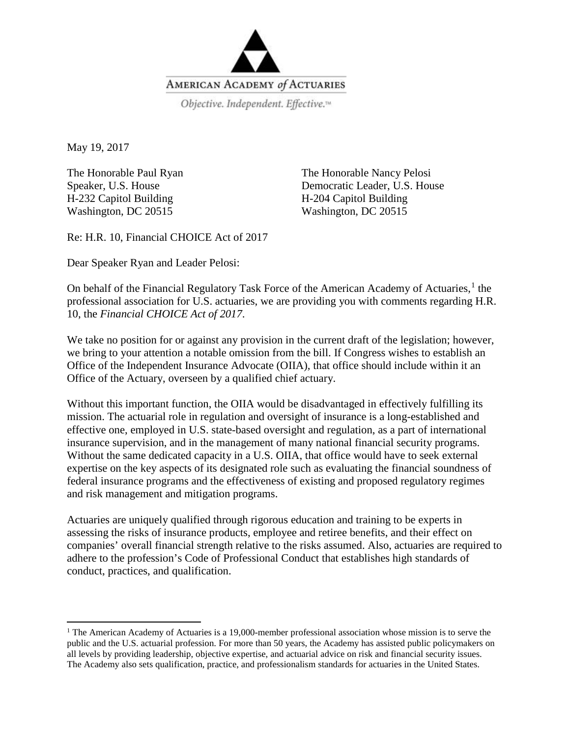AMERICAN ACADEMY *of* ACTUARIES

*Objective. Independent. Effective.™*

May 19, 2017

The Honorable Paul Ryan
Speaker, U.S. House
H-232 Capitol Building
Washington, DC 20515

The Honorable Nancy Pelosi
Democratic Leader, U.S. House
H-204 Capitol Building
Washington, DC 20515

Re: H.R. 10, Financial CHOICE Act of 2017

Dear Speaker Ryan and Leader Pelosi:

On behalf of the Financial Regulatory Task Force of the American Academy of Actuaries,[1] the professional association for U.S. actuaries, we are providing you with comments regarding H.R. 10, the *Financial CHOICE Act of 2017*.

We take no position for or against any provision in the current draft of the legislation; however, we bring to your attention a notable omission from the bill. If Congress wishes to establish an Office of the Independent Insurance Advocate (OIIA), that office should include within it an Office of the Actuary, overseen by a qualified chief actuary.

Without this important function, the OIIA would be disadvantaged in effectively fulfilling its mission. The actuarial role in regulation and oversight of insurance is a long-established and effective one, employed in U.S. state-based oversight and regulation, as a part of international insurance supervision, and in the management of many national financial security programs. Without the same dedicated capacity in a U.S. OIIA, that office would have to seek external expertise on the key aspects of its designated role such as evaluating the financial soundness of federal insurance programs and the effectiveness of existing and proposed regulatory regimes and risk management and mitigation programs.

Actuaries are uniquely qualified through rigorous education and training to be experts in assessing the risks of insurance products, employee and retiree benefits, and their effect on companies' overall financial strength relative to the risks assumed. Also, actuaries are required to adhere to the profession's Code of Professional Conduct that establishes high standards of conduct, practices, and qualification.

---

[1] The American Academy of Actuaries is a 19,000-member professional association whose mission is to serve the public and the U.S. actuarial profession. For more than 50 years, the Academy has assisted public policymakers on all levels by providing leadership, objective expertise, and actuarial advice on risk and financial security issues. The Academy also sets qualification, practice, and professionalism standards for actuaries in the United States.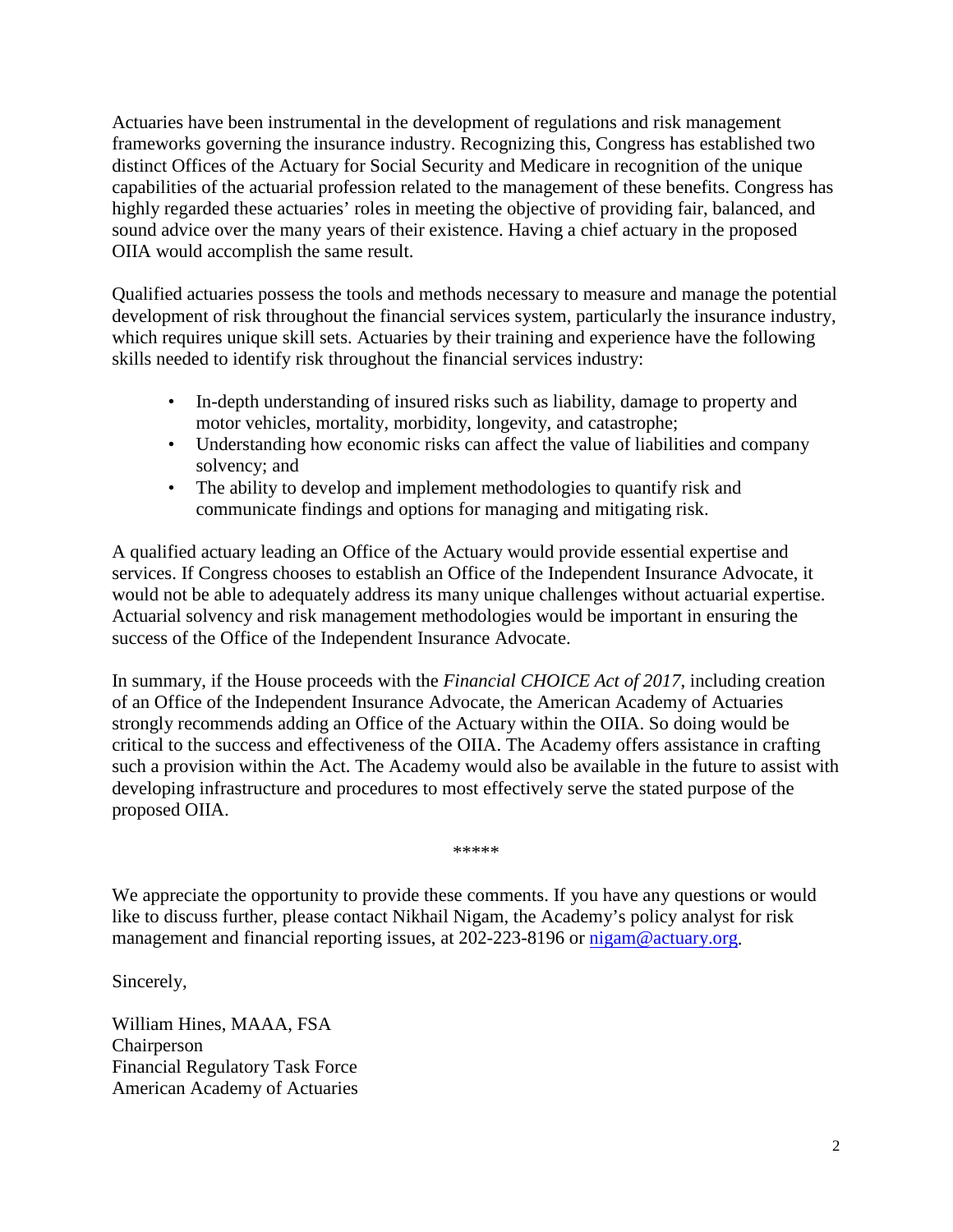Actuaries have been instrumental in the development of regulations and risk management frameworks governing the insurance industry. Recognizing this, Congress has established two distinct Offices of the Actuary for Social Security and Medicare in recognition of the unique capabilities of the actuarial profession related to the management of these benefits. Congress has highly regarded these actuaries' roles in meeting the objective of providing fair, balanced, and sound advice over the many years of their existence. Having a chief actuary in the proposed OIIA would accomplish the same result.

Qualified actuaries possess the tools and methods necessary to measure and manage the potential development of risk throughout the financial services system, particularly the insurance industry, which requires unique skill sets. Actuaries by their training and experience have the following skills needed to identify risk throughout the financial services industry:

- In-depth understanding of insured risks such as liability, damage to property and motor vehicles, mortality, morbidity, longevity, and catastrophe;
- Understanding how economic risks can affect the value of liabilities and company solvency; and
- The ability to develop and implement methodologies to quantify risk and communicate findings and options for managing and mitigating risk.

A qualified actuary leading an Office of the Actuary would provide essential expertise and services. If Congress chooses to establish an Office of the Independent Insurance Advocate, it would not be able to adequately address its many unique challenges without actuarial expertise. Actuarial solvency and risk management methodologies would be important in ensuring the success of the Office of the Independent Insurance Advocate.

In summary, if the House proceeds with the *Financial CHOICE Act of 2017*, including creation of an Office of the Independent Insurance Advocate, the American Academy of Actuaries strongly recommends adding an Office of the Actuary within the OIIA. So doing would be critical to the success and effectiveness of the OIIA. The Academy offers assistance in crafting such a provision within the Act. The Academy would also be available in the future to assist with developing infrastructure and procedures to most effectively serve the stated purpose of the proposed OIIA.

*****

We appreciate the opportunity to provide these comments. If you have any questions or would like to discuss further, please contact Nikhail Nigam, the Academy's policy analyst for risk management and financial reporting issues, at 202-223-8196 or nigam@actuary.org.

Sincerely,

William Hines, MAAA, FSA
Chairperson
Financial Regulatory Task Force
American Academy of Actuaries